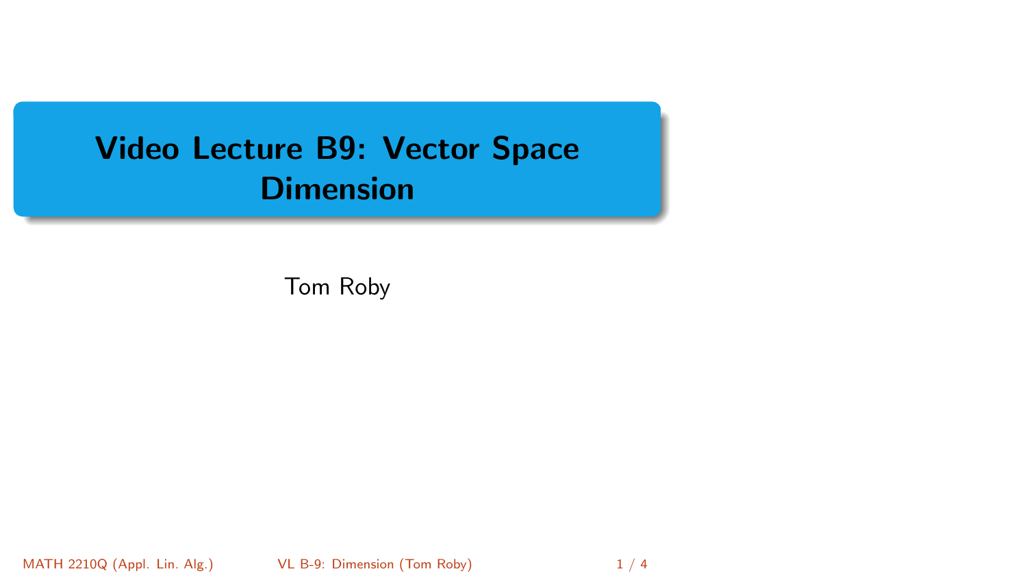# Video Lecture B9: Vector Space Dimension

Tom Roby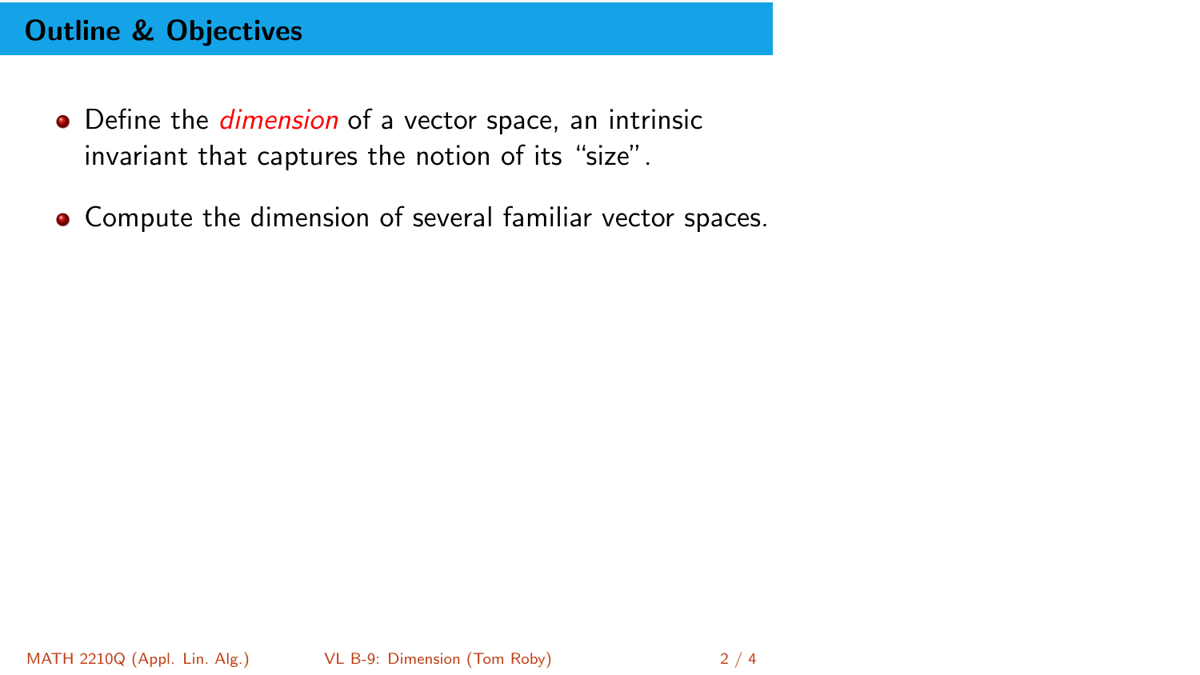## Outline & Objectives

- Define the *dimension* of a vector space, an intrinsic invariant that captures the notion of its "size".
- Compute the dimension of several familiar vector spaces.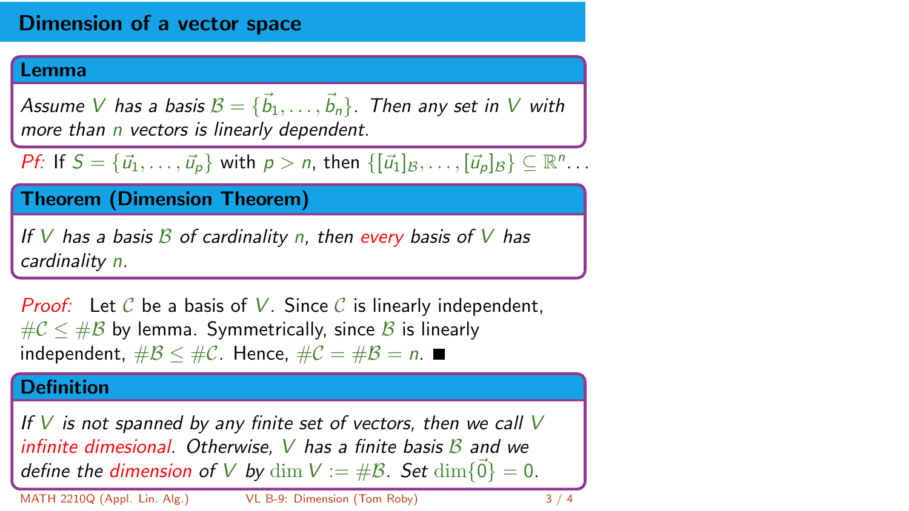# Dimension of a vector space

**Lemma**

*Assume $V$ has a basis $\mathcal{B} = \{\vec{b}_1, \ldots, \vec{b}_n\}$. Then any set in $V$ with more than $n$ vectors is linearly dependent.*

*Pf:* If $S = \{\vec{u}_1, \ldots, \vec{u}_p\}$ with $p > n$, then $\{[\vec{u}_1]_{\mathcal{B}}, \ldots, [\vec{u}_p]_{\mathcal{B}}\} \subseteq \mathbb{R}^n \ldots$

**Theorem (Dimension Theorem)**

*If $V$ has a basis $\mathcal{B}$ of cardinality $n$, then every basis of $V$ has cardinality $n$.*

*Proof:* Let $\mathcal{C}$ be a basis of $V$. Since $\mathcal{C}$ is linearly independent, $\#\mathcal{C} \leq \#\mathcal{B}$ by lemma. Symmetrically, since $\mathcal{B}$ is linearly independent, $\#\mathcal{B} \leq \#\mathcal{C}$. Hence, $\#\mathcal{C} = \#\mathcal{B} = n$. ■

**Definition**

*If $V$ is not spanned by any finite set of vectors, then we call $V$ infinite dimesional. Otherwise, $V$ has a finite basis $\mathcal{B}$ and we define the dimension of $V$ by $\dim V := \#\mathcal{B}$. Set $\dim\{\vec{0}\} = 0$.*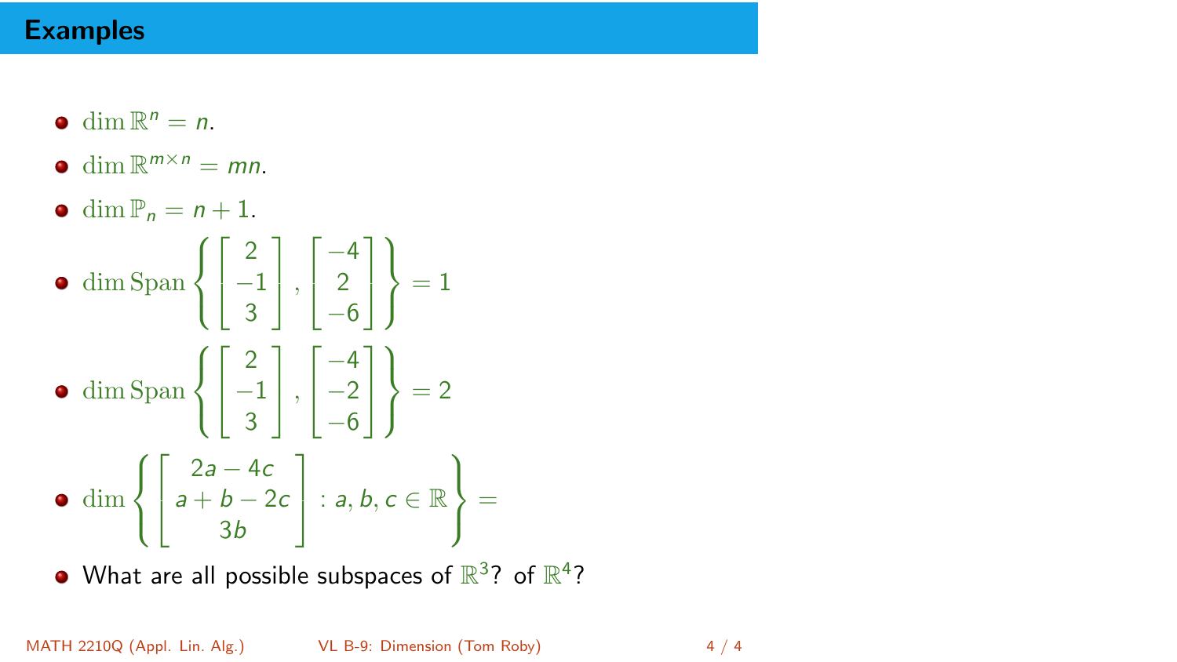## Examples

- $\dim \mathbb{R}^n = n$.
- $\dim \mathbb{R}^{m \times n} = mn$.
- $\dim \mathbb{P}_n = n + 1$.
- $\dim \operatorname{Span}\left\{ \begin{bmatrix} 2 \\ -1 \\ 3 \end{bmatrix}, \begin{bmatrix} -4 \\ 2 \\ -6 \end{bmatrix} \right\} = 1$
- $\dim \operatorname{Span}\left\{ \begin{bmatrix} 2 \\ -1 \\ 3 \end{bmatrix}, \begin{bmatrix} -4 \\ -2 \\ -6 \end{bmatrix} \right\} = 2$
- $\dim \left\{ \begin{bmatrix} 2a - 4c \\ a + b - 2c \\ 3b \end{bmatrix} : a, b, c \in \mathbb{R} \right\} =$
- What are all possible subspaces of $\mathbb{R}^3$? of $\mathbb{R}^4$?